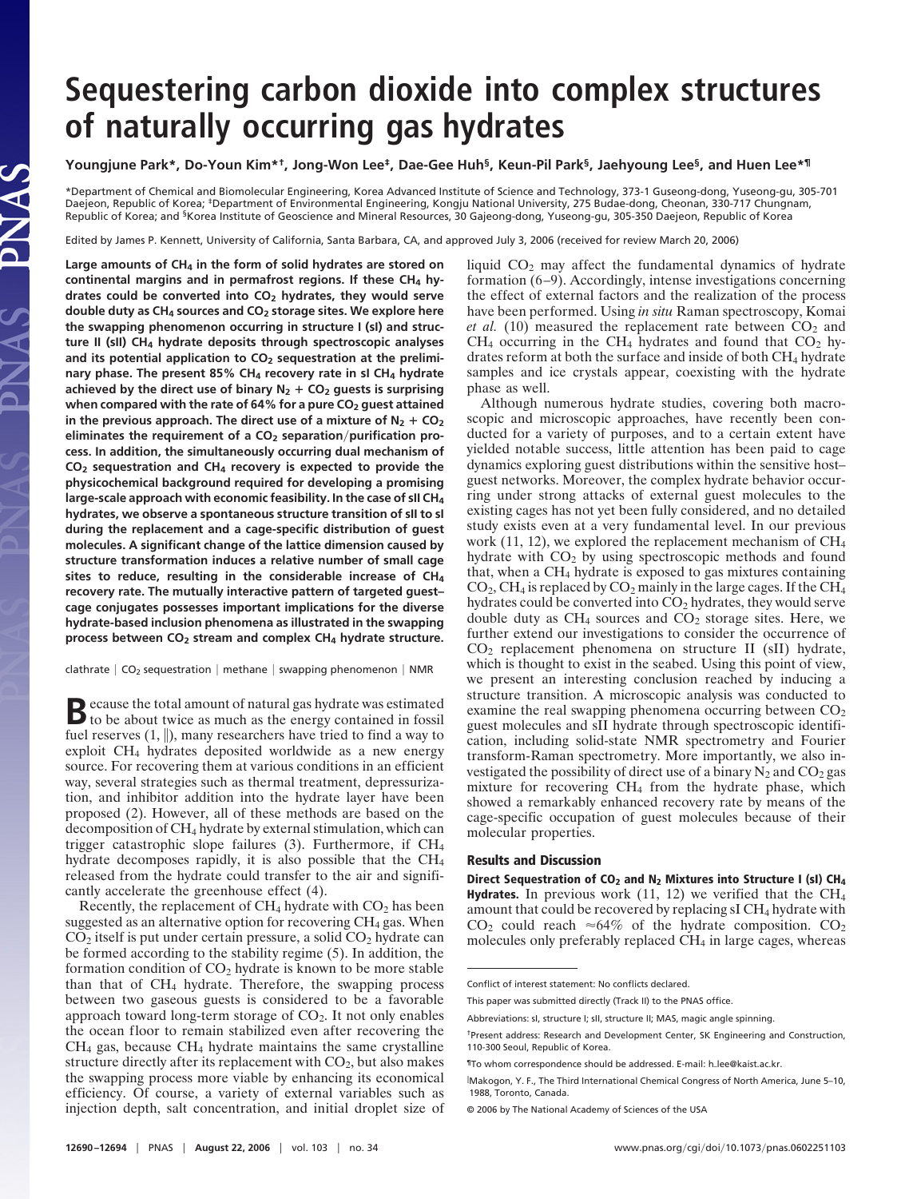# Sequestering carbon dioxide into complex structures of naturally occurring gas hydrates

**Youngjune Park\*, Do-Youn Kim\*†, Jong-Won Lee‡, Dae-Gee Huh§, Keun-Pil Park§, Jaehyoung Lee§, and Huen Lee\*¶**

\*Department of Chemical and Biomolecular Engineering, Korea Advanced Institute of Science and Technology, 373-1 Guseong-dong, Yuseong-gu, 305-701 Daejeon, Republic of Korea; ‡Department of Environmental Engineering, Kongju National University, 275 Budae-dong, Cheonan, 330-717 Chungnam, Republic of Korea; and §Korea Institute of Geoscience and Mineral Resources, 30 Gajeong-dong, Yuseong-gu, 305-350 Daejeon, Republic of Korea

Edited by James P. Kennett, University of California, Santa Barbara, CA, and approved July 3, 2006 (received for review March 20, 2006)

**Large amounts of $CH_4$ in the form of solid hydrates are stored on continental margins and in permafrost regions. If these $CH_4$ hydrates could be converted into $CO_2$ hydrates, they would serve double duty as $CH_4$ sources and $CO_2$ storage sites. We explore here the swapping phenomenon occurring in structure I (sI) and structure II (sII) $CH_4$ hydrate deposits through spectroscopic analyses and its potential application to $CO_2$ sequestration at the preliminary phase. The present 85% $CH_4$ recovery rate in sI $CH_4$ hydrate achieved by the direct use of binary $N_2$ + $CO_2$ guests is surprising when compared with the rate of 64% for a pure $CO_2$ guest attained in the previous approach. The direct use of a mixture of $N_2$ + $CO_2$ eliminates the requirement of a $CO_2$ separation/purification process. In addition, the simultaneously occurring dual mechanism of $CO_2$ sequestration and $CH_4$ recovery is expected to provide the physicochemical background required for developing a promising large-scale approach with economic feasibility. In the case of sII $CH_4$ hydrates, we observe a spontaneous structure transition of sII to sI during the replacement and a cage-specific distribution of guest molecules. A significant change of the lattice dimension caused by structure transformation induces a relative number of small cage sites to reduce, resulting in the considerable increase of $CH_4$ recovery rate. The mutually interactive pattern of targeted guest–cage conjugates possesses important implications for the diverse hydrate-based inclusion phenomena as illustrated in the swapping process between $CO_2$ stream and complex $CH_4$ hydrate structure.**

clathrate | $CO_2$ sequestration | methane | swapping phenomenon | NMR

Because the total amount of natural gas hydrate was estimated to be about twice as much as the energy contained in fossil fuel reserves (1, ‖), many researchers have tried to find a way to exploit $CH_4$ hydrates deposited worldwide as a new energy source. For recovering them at various conditions in an efficient way, several strategies such as thermal treatment, depressurization, and inhibitor addition into the hydrate layer have been proposed (2). However, all of these methods are based on the decomposition of $CH_4$ hydrate by external stimulation, which can trigger catastrophic slope failures (3). Furthermore, if $CH_4$ hydrate decomposes rapidly, it is also possible that the $CH_4$ released from the hydrate could transfer to the air and significantly accelerate the greenhouse effect (4).

Recently, the replacement of $CH_4$ hydrate with $CO_2$ has been suggested as an alternative option for recovering $CH_4$ gas. When $CO_2$ itself is put under certain pressure, a solid $CO_2$ hydrate can be formed according to the stability regime (5). In addition, the formation condition of $CO_2$ hydrate is known to be more stable than that of $CH_4$ hydrate. Therefore, the swapping process between two gaseous guests is considered to be a favorable approach toward long-term storage of $CO_2$. It not only enables the ocean floor to remain stabilized even after recovering the $CH_4$ gas, because $CH_4$ hydrate maintains the same crystalline structure directly after its replacement with $CO_2$, but also makes the swapping process more viable by enhancing its economical efficiency. Of course, a variety of external variables such as injection depth, salt concentration, and initial droplet size of liquid $CO_2$ may affect the fundamental dynamics of hydrate formation (6–9). Accordingly, intense investigations concerning the effect of external factors and the realization of the process have been performed. Using *in situ* Raman spectroscopy, Komai *et al.* (10) measured the replacement rate between $CO_2$ and $CH_4$ occurring in the $CH_4$ hydrates and found that $CO_2$ hydrates reform at both the surface and inside of both $CH_4$ hydrate samples and ice crystals appear, coexisting with the hydrate phase as well.

Although numerous hydrate studies, covering both macroscopic and microscopic approaches, have recently been conducted for a variety of purposes, and to a certain extent have yielded notable success, little attention has been paid to cage dynamics exploring guest distributions within the sensitive host–guest networks. Moreover, the complex hydrate behavior occurring under strong attacks of external guest molecules to the existing cages has not yet been fully considered, and no detailed study exists even at a very fundamental level. In our previous work (11, 12), we explored the replacement mechanism of $CH_4$ hydrate with $CO_2$ by using spectroscopic methods and found that, when a $CH_4$ hydrate is exposed to gas mixtures containing $CO_2$, $CH_4$ is replaced by $CO_2$ mainly in the large cages. If the $CH_4$ hydrates could be converted into $CO_2$ hydrates, they would serve double duty as $CH_4$ sources and $CO_2$ storage sites. Here, we further extend our investigations to consider the occurrence of $CO_2$ replacement phenomena on structure II (sII) hydrate, which is thought to exist in the seabed. Using this point of view, we present an interesting conclusion reached by inducing a structure transition. A microscopic analysis was conducted to examine the real swapping phenomena occurring between $CO_2$ guest molecules and sII hydrate through spectroscopic identification, including solid-state NMR spectrometry and Fourier transform-Raman spectrometry. More importantly, we also investigated the possibility of direct use of a binary $N_2$ and $CO_2$ gas mixture for recovering $CH_4$ from the hydrate phase, which showed a remarkably enhanced recovery rate by means of the cage-specific occupation of guest molecules because of their molecular properties.

## Results and Discussion

**Direct Sequestration of $CO_2$ and $N_2$ Mixtures into Structure I (sI) $CH_4$ Hydrates.** In previous work (11, 12) we verified that the $CH_4$ amount that could be recovered by replacing sI $CH_4$ hydrate with $CO_2$ could reach ≈64% of the hydrate composition. $CO_2$ molecules only preferably replaced $CH_4$ in large cages, whereas

Conflict of interest statement: No conflicts declared.

This paper was submitted directly (Track II) to the PNAS office.

Abbreviations: sI, structure I; sII, structure II; MAS, magic angle spinning.

†Present address: Research and Development Center, SK Engineering and Construction, 110-300 Seoul, Republic of Korea.

¶To whom correspondence should be addressed. E-mail: h_lee@kaist.ac.kr.

‖Makogon, Y. F., The Third International Chemical Congress of North America, June 5–10, 1988, Toronto, Canada.

© 2006 by The National Academy of Sciences of the USA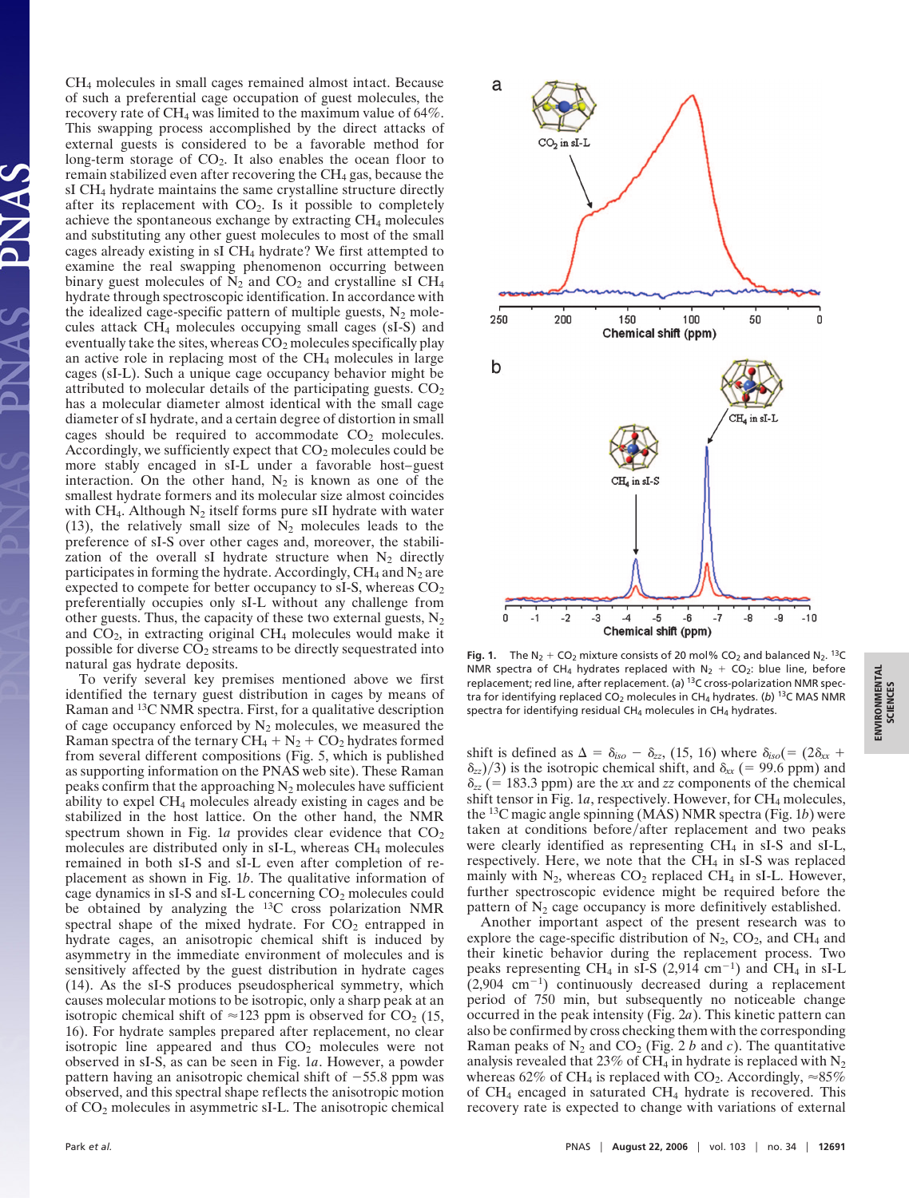$CH_4$ molecules in small cages remained almost intact. Because of such a preferential cage occupation of guest molecules, the recovery rate of $CH_4$ was limited to the maximum value of 64%. This swapping process accomplished by the direct attacks of external guests is considered to be a favorable method for long-term storage of $CO_2$. It also enables the ocean floor to remain stabilized even after recovering the $CH_4$ gas, because the sI $CH_4$ hydrate maintains the same crystalline structure directly after its replacement with $CO_2$. Is it possible to completely achieve the spontaneous exchange by extracting $CH_4$ molecules and substituting any other guest molecules to most of the small cages already existing in sI $CH_4$ hydrate? We first attempted to examine the real swapping phenomenon occurring between binary guest molecules of $N_2$ and $CO_2$ and crystalline sI $CH_4$ hydrate through spectroscopic identification. In accordance with the idealized cage-specific pattern of multiple guests, $N_2$ molecules attack $CH_4$ molecules occupying small cages (sI-S) and eventually take the sites, whereas $CO_2$ molecules specifically play an active role in replacing most of the $CH_4$ molecules in large cages (sI-L). Such a unique cage occupancy behavior might be attributed to molecular details of the participating guests. $CO_2$ has a molecular diameter almost identical with the small cage diameter of sI hydrate, and a certain degree of distortion in small cages should be required to accommodate $CO_2$ molecules. Accordingly, we sufficiently expect that $CO_2$ molecules could be more stably encaged in sI-L under a favorable host–guest interaction. On the other hand, $N_2$ is known as one of the smallest hydrate formers and its molecular size almost coincides with $CH_4$. Although $N_2$ itself forms pure sII hydrate with water (13), the relatively small size of $N_2$ molecules leads to the preference of sI-S over other cages and, moreover, the stabilization of the overall sI hydrate structure when $N_2$ directly participates in forming the hydrate. Accordingly, $CH_4$ and $N_2$ are expected to compete for better occupancy to sI-S, whereas $CO_2$ preferentially occupies only sI-L without any challenge from other guests. Thus, the capacity of these two external guests, $N_2$ and $CO_2$, in extracting original $CH_4$ molecules would make it possible for diverse $CO_2$ streams to be directly sequestrated into natural gas hydrate deposits.

To verify several key premises mentioned above we first identified the ternary guest distribution in cages by means of Raman and $^{13}C$ NMR spectra. First, for a qualitative description of cage occupancy enforced by $N_2$ molecules, we measured the Raman spectra of the ternary $CH_4 + N_2 + CO_2$ hydrates formed from several different compositions (Fig. 5, which is published as supporting information on the PNAS web site). These Raman peaks confirm that the approaching $N_2$ molecules have sufficient ability to expel $CH_4$ molecules already existing in cages and be stabilized in the host lattice. On the other hand, the NMR spectrum shown in Fig. 1*a* provides clear evidence that $CO_2$ molecules are distributed only in sI-L, whereas $CH_4$ molecules remained in both sI-S and sI-L even after completion of replacement as shown in Fig. 1*b*. The qualitative information of cage dynamics in sI-S and sI-L concerning $CO_2$ molecules could be obtained by analyzing the $^{13}C$ cross polarization NMR spectral shape of the mixed hydrate. For $CO_2$ entrapped in hydrate cages, an anisotropic chemical shift is induced by asymmetry in the immediate environment of molecules and is sensitively affected by the guest distribution in hydrate cages (14). As the sI-S produces pseudospherical symmetry, which causes molecular motions to be isotropic, only a sharp peak at an isotropic chemical shift of ≈123 ppm is observed for $CO_2$ (15, 16). For hydrate samples prepared after replacement, no clear isotropic line appeared and thus $CO_2$ molecules were not observed in sI-S, as can be seen in Fig. 1*a*. However, a powder pattern having an anisotropic chemical shift of −55.8 ppm was observed, and this spectral shape reflects the anisotropic motion of $CO_2$ molecules in asymmetric sI-L. The anisotropic chemical shift is defined as $\Delta = \delta_{iso} - \delta_{zz}$, (15, 16) where $\delta_{iso} (= (2\delta_{xx} + \delta_{zz})/3)$ is the isotropic chemical shift, and $\delta_{xx}$ (= 99.6 ppm) and $\delta_{zz}$ (= 183.3 ppm) are the *xx* and *zz* components of the chemical shift tensor in Fig. 1*a*, respectively. However, for $CH_4$ molecules, the $^{13}C$ magic angle spinning (MAS) NMR spectra (Fig. 1*b*) were taken at conditions before/after replacement and two peaks were clearly identified as representing $CH_4$ in sI-S and sI-L, respectively. Here, we note that the $CH_4$ in sI-S was replaced mainly with $N_2$, whereas $CO_2$ replaced $CH_4$ in sI-L. However, further spectroscopic evidence might be required before the pattern of $N_2$ cage occupancy is more definitively established.

**Fig. 1.** The $N_2 + CO_2$ mixture consists of 20 mol% $CO_2$ and balanced $N_2$. $^{13}C$ NMR spectra of $CH_4$ hydrates replaced with $N_2 + CO_2$: blue line, before replacement; red line, after replacement. (*a*) $^{13}C$ cross-polarization NMR spectra for identifying replaced $CO_2$ molecules in $CH_4$ hydrates. (*b*) $^{13}C$ MAS NMR spectra for identifying residual $CH_4$ molecules in $CH_4$ hydrates.

Another important aspect of the present research was to explore the cage-specific distribution of $N_2$, $CO_2$, and $CH_4$ and their kinetic behavior during the replacement process. Two peaks representing $CH_4$ in sI-S (2,914 $cm^{-1}$) and $CH_4$ in sI-L (2,904 $cm^{-1}$) continuously decreased during a replacement period of 750 min, but subsequently no noticeable change occurred in the peak intensity (Fig. 2*a*). This kinetic pattern can also be confirmed by cross checking them with the corresponding Raman peaks of $N_2$ and $CO_2$ (Fig. 2 *b* and *c*). The quantitative analysis revealed that 23% of $CH_4$ in hydrate is replaced with $N_2$ whereas 62% of $CH_4$ is replaced with $CO_2$. Accordingly, ≈85% of $CH_4$ encaged in saturated $CH_4$ hydrate is recovered. This recovery rate is expected to change with variations of external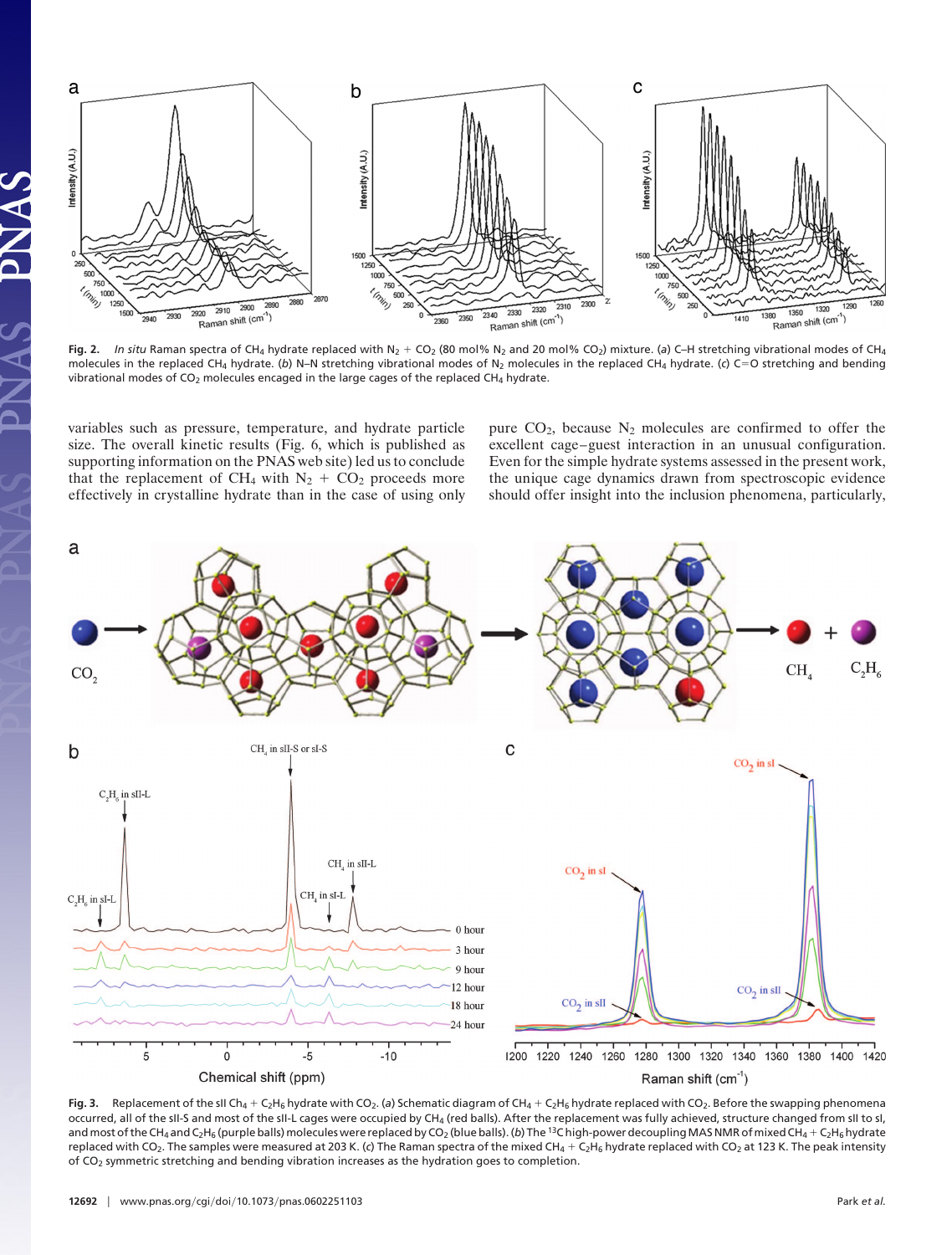**Fig. 2.** *In situ* Raman spectra of $CH_4$ hydrate replaced with $N_2$ + $CO_2$ (80 mol% $N_2$ and 20 mol% $CO_2$) mixture. (*a*) C–H stretching vibrational modes of $CH_4$ molecules in the replaced $CH_4$ hydrate. (*b*) N–N stretching vibrational modes of $N_2$ molecules in the replaced $CH_4$ hydrate. (*c*) C=O stretching and bending vibrational modes of $CO_2$ molecules encaged in the large cages of the replaced $CH_4$ hydrate.

variables such as pressure, temperature, and hydrate particle size. The overall kinetic results (Fig. 6, which is published as supporting information on the PNAS web site) led us to conclude that the replacement of $CH_4$ with $N_2$ + $CO_2$ proceeds more effectively in crystalline hydrate than in the case of using only pure $CO_2$, because $N_2$ molecules are confirmed to offer the excellent cage–guest interaction in an unusual configuration. Even for the simple hydrate systems assessed in the present work, the unique cage dynamics drawn from spectroscopic evidence should offer insight into the inclusion phenomena, particularly,

**Fig. 3.** Replacement of the sII $CH_4$ + $C_2H_6$ hydrate with $CO_2$. (*a*) Schematic diagram of $CH_4$ + $C_2H_6$ hydrate replaced with $CO_2$. Before the swapping phenomena occurred, all of the sII-S and most of the sII-L cages were occupied by $CH_4$ (red balls). After the replacement was fully achieved, structure changed from sII to sI, and most of the $CH_4$ and $C_2H_6$ (purple balls) molecules were replaced by $CO_2$ (blue balls). (*b*) The $^{13}C$ high-power decoupling MAS NMR of mixed $CH_4$ + $C_2H_6$ hydrate replaced with $CO_2$. The samples were measured at 203 K. (*c*) The Raman spectra of the mixed $CH_4$ + $C_2H_6$ hydrate replaced with $CO_2$ at 123 K. The peak intensity of $CO_2$ symmetric stretching and bending vibration increases as the hydration goes to completion.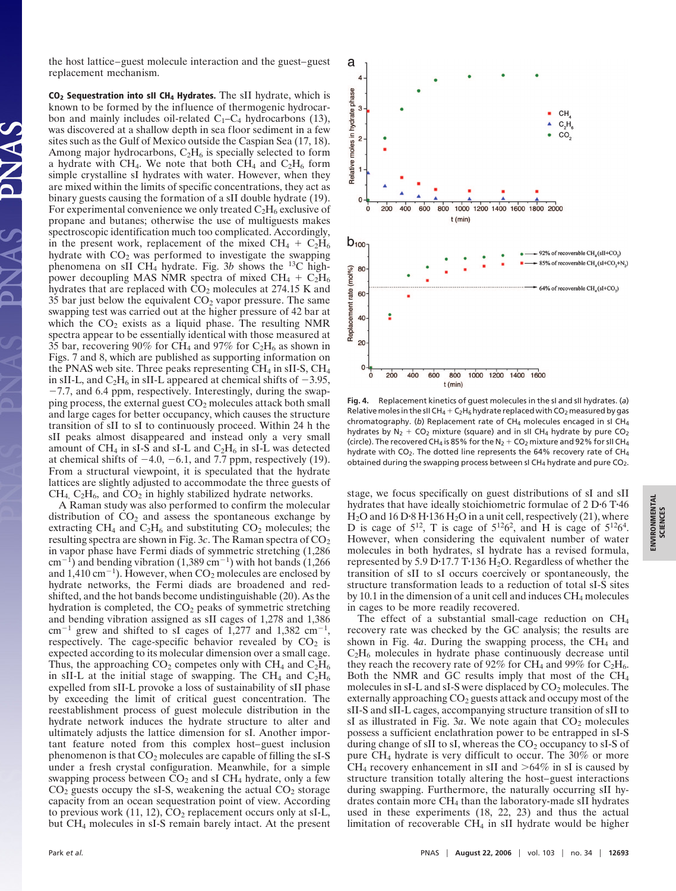the host lattice–guest molecule interaction and the guest–guest replacement mechanism.

**$CO_2$ Sequestration into sII $CH_4$ Hydrates.** The sII hydrate, which is known to be formed by the influence of thermogenic hydrocarbon and mainly includes oil-related $C_1$–$C_4$ hydrocarbons (13), was discovered at a shallow depth in sea floor sediment in a few sites such as the Gulf of Mexico outside the Caspian Sea (17, 18). Among major hydrocarbons, $C_2H_6$ is specially selected to form a hydrate with $CH_4$. We note that both $CH_4$ and $C_2H_6$ form simple crystalline sI hydrates with water. However, when they are mixed within the limits of specific concentrations, they act as binary guests causing the formation of a sII double hydrate (19). For experimental convenience we only treated $C_2H_6$ exclusive of propane and butanes; otherwise the use of multiguests makes spectroscopic identification much too complicated. Accordingly, in the present work, replacement of the mixed $CH_4$ + $C_2H_6$ hydrate with $CO_2$ was performed to investigate the swapping phenomena on sII $CH_4$ hydrate. Fig. 3*b* shows the $^{13}C$ high-power decoupling MAS NMR spectra of mixed $CH_4$ + $C_2H_6$ hydrates that are replaced with $CO_2$ molecules at 274.15 K and 35 bar just below the equivalent $CO_2$ vapor pressure. The same swapping test was carried out at the higher pressure of 42 bar at which the $CO_2$ exists as a liquid phase. The resulting NMR spectra appear to be essentially identical with those measured at 35 bar, recovering 90% for $CH_4$ and 97% for $C_2H_6$ as shown in Figs. 7 and 8, which are published as supporting information on the PNAS web site. Three peaks representing $CH_4$ in sII-S, $CH_4$ in sII-L, and $C_2H_6$ in sII-L appeared at chemical shifts of −3.95, −7.7, and 6.4 ppm, respectively. Interestingly, during the swapping process, the external guest $CO_2$ molecules attack both small and large cages for better occupancy, which causes the structure transition of sII to sI to continuously proceed. Within 24 h the sII peaks almost disappeared and instead only a very small amount of $CH_4$ in sI-S and sI-L and $C_2H_6$ in sI-L was detected at chemical shifts of −4.0, −6.1, and 7.7 ppm, respectively (19). From a structural viewpoint, it is speculated that the hydrate lattices are slightly adjusted to accommodate the three guests of $CH_4$, $C_2H_6$, and $CO_2$ in highly stabilized hydrate networks.

A Raman study was also performed to confirm the molecular distribution of $CO_2$ and assess the spontaneous exchange by extracting $CH_4$ and $C_2H_6$ and substituting $CO_2$ molecules; the resulting spectra are shown in Fig. 3*c*. The Raman spectra of $CO_2$ in vapor phase have Fermi diads of symmetric stretching (1,286 $cm^{-1}$) and bending vibration (1,389 $cm^{-1}$) with hot bands (1,266 and 1,410 $cm^{-1}$). However, when $CO_2$ molecules are enclosed by hydrate networks, the Fermi diads are broadened and red-shifted, and the hot bands become undistinguishable (20). As the hydration is completed, the $CO_2$ peaks of symmetric stretching and bending vibration assigned as sII cages of 1,278 and 1,386 $cm^{-1}$ grew and shifted to sI cages of 1,277 and 1,382 $cm^{-1}$, respectively. The cage-specific behavior revealed by $CO_2$ is expected according to its molecular dimension over a small cage. Thus, the approaching $CO_2$ competes only with $CH_4$ and $C_2H_6$ in sII-L at the initial stage of swapping. The $CH_4$ and $C_2H_6$ expelled from sII-L provoke a loss of sustainability of sII phase by exceeding the limit of critical guest concentration. The reestablishment process of guest molecule distribution in the hydrate network induces the hydrate structure to alter and ultimately adjusts the lattice dimension for sI. Another important feature noted from this complex host–guest inclusion phenomenon is that $CO_2$ molecules are capable of filling the sI-S under a fresh crystal configuration. Meanwhile, for a simple swapping process between $CO_2$ and sI $CH_4$ hydrate, only a few $CO_2$ guests occupy the sI-S, weakening the actual $CO_2$ storage capacity from an ocean sequestration point of view. According to previous work (11, 12), $CO_2$ replacement occurs only at sI-L, but $CH_4$ molecules in sI-S remain barely intact. At the present stage, we focus specifically on guest distributions of sI and sII hydrates that have ideally stoichiometric formulae of 2 D·6 T·46 $H_2O$ and 16 D·8 H·136 $H_2O$ in a unit cell, respectively (21), where D is cage of $5^{12}$, T is cage of $5^{12}6^2$, and H is cage of $5^{12}6^4$. However, when considering the equivalent number of water molecules in both hydrates, sI hydrate has a revised formula, represented by 5.9 D·17.7 T·136 $H_2O$. Regardless of whether the transition of sII to sI occurs coercively or spontaneously, the structure transformation leads to a reduction of total sI-S sites by 10.1 in the dimension of a unit cell and induces $CH_4$ molecules in cages to be more readily recovered.

Fig. 4. Replacement kinetics of guest molecules in the sI and sII hydrates. (*a*) Relative moles in the sII $CH_4$ + $C_2H_6$ hydrate replaced with $CO_2$ measured by gas chromatography. (*b*) Replacement rate of $CH_4$ molecules encaged in sI $CH_4$ hydrates by $N_2$ + $CO_2$ mixture (square) and in sII $CH_4$ hydrate by pure $CO_2$ (circle). The recovered $CH_4$ is 85% for the $N_2$ + $CO_2$ mixture and 92% for sII $CH_4$ hydrate with $CO_2$. The dotted line represents the 64% recovery rate of $CH_4$ obtained during the swapping process between sI $CH_4$ hydrate and pure $CO_2$.

The effect of a substantial small-cage reduction on $CH_4$ recovery rate was checked by the GC analysis; the results are shown in Fig. 4*a*. During the swapping process, the $CH_4$ and $C_2H_6$ molecules in hydrate phase continuously decrease until they reach the recovery rate of 92% for $CH_4$ and 99% for $C_2H_6$. Both the NMR and GC results imply that most of the $CH_4$ molecules in sII-L and sII-S were displaced by $CO_2$ molecules. The externally approaching $CO_2$ guests attack and occupy most of the sII-S and sII-L cages, accompanying structure transition of sII to sI as illustrated in Fig. 3*a*. We note again that $CO_2$ molecules possess a sufficient enclathration power to be entrapped in sI-S during change of sII to sI, whereas the $CO_2$ occupancy to sI-S of pure $CH_4$ hydrate is very difficult to occur. The 30% or more $CH_4$ recovery enhancement in sII and >64% in sI is caused by structure transition totally altering the host–guest interactions during swapping. Furthermore, the naturally occurring sII hydrates contain more $CH_4$ than the laboratory-made sII hydrates used in these experiments (18, 22, 23) and thus the actual limitation of recoverable $CH_4$ in sII hydrate would be higher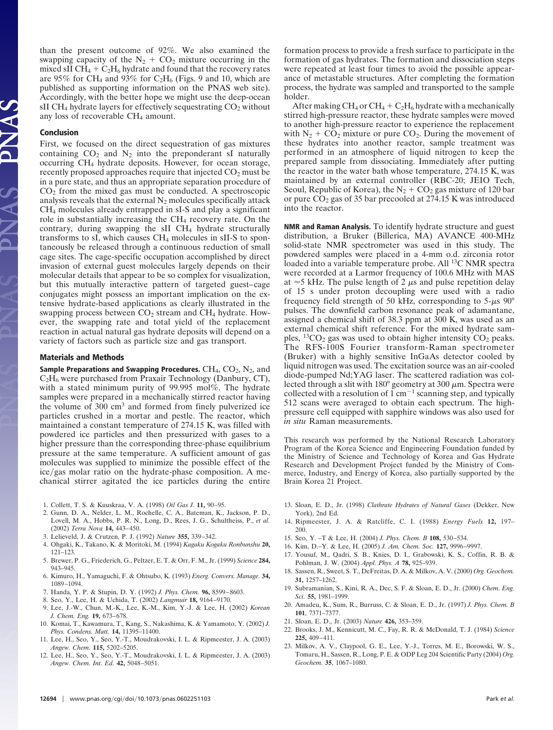than the present outcome of 92%. We also examined the swapping capacity of the $N_2 + CO_2$ mixture occurring in the mixed sII $CH_4 + C_2H_6$ hydrate and found that the recovery rates are 95% for $CH_4$ and 93% for $C_2H_6$ (Figs. 9 and 10, which are published as supporting information on the PNAS web site). Accordingly, with the better hope we might use the deep-ocean sII $CH_4$ hydrate layers for effectively sequestrating $CO_2$ without any loss of recoverable $CH_4$ amount.

## Conclusion

First, we focused on the direct sequestration of gas mixtures containing $CO_2$ and $N_2$ into the preponderant sI naturally occurring $CH_4$ hydrate deposits. However, for ocean storage, recently proposed approaches require that injected $CO_2$ must be in a pure state, and thus an appropriate separation procedure of $CO_2$ from the mixed gas must be conducted. A spectroscopic analysis reveals that the external $N_2$ molecules specifically attack $CH_4$ molecules already entrapped in sI-S and play a significant role in substantially increasing the $CH_4$ recovery rate. On the contrary, during swapping the sII $CH_4$ hydrate structurally transforms to sI, which causes $CH_4$ molecules in sII-S to spontaneously be released through a continuous reduction of small cage sites. The cage-specific occupation accomplished by direct invasion of external guest molecules largely depends on their molecular details that appear to be so complex for visualization, but this mutually interactive pattern of targeted guest–cage conjugates might possess an important implication on the extensive hydrate-based applications as clearly illustrated in the swapping process between $CO_2$ stream and $CH_4$ hydrate. However, the swapping rate and total yield of the replacement reaction in actual natural gas hydrate deposits will depend on a variety of factors such as particle size and gas transport.

## Materials and Methods

**Sample Preparations and Swapping Procedures.** $CH_4$, $CO_2$, $N_2$, and $C_2H_6$ were purchased from Praxair Technology (Danbury, CT), with a stated minimum purity of 99.995 mol%. The hydrate samples were prepared in a mechanically stirred reactor having the volume of 300 $cm^3$ and formed from finely pulverized ice particles crushed in a mortar and pestle. The reactor, which maintained a constant temperature of 274.15 K, was filled with powdered ice particles and then pressurized with gases to a higher pressure than the corresponding three-phase equilibrium pressure at the same temperature. A sufficient amount of gas molecules was supplied to minimize the possible effect of the ice/gas molar ratio on the hydrate-phase composition. A mechanical stirrer agitated the ice particles during the entire formation process to provide a fresh surface to participate in the formation of gas hydrates. The formation and dissociation steps were repeated at least four times to avoid the possible appearance of metastable structures. After completing the formation process, the hydrate was sampled and transported to the sample holder.

After making $CH_4$ or $CH_4 + C_2H_6$ hydrate with a mechanically stirred high-pressure reactor, these hydrate samples were moved to another high-pressure reactor to experience the replacement with $N_2 + CO_2$ mixture or pure $CO_2$. During the movement of these hydrates into another reactor, sample treatment was performed in an atmosphere of liquid nitrogen to keep the prepared sample from dissociating. Immediately after putting the reactor in the water bath whose temperature, 274.15 K, was maintained by an external controller (RBC-20; JEIO Tech, Seoul, Republic of Korea), the $N_2 + CO_2$ gas mixture of 120 bar or pure $CO_2$ gas of 35 bar precooled at 274.15 K was introduced into the reactor.

**NMR and Raman Analysis.** To identify hydrate structure and guest distribution, a Bruker (Billerica, MA) AVANCE 400-MHz solid-state NMR spectrometer was used in this study. The powdered samples were placed in a 4-mm o.d. zirconia rotor loaded into a variable temperature probe. All $^{13}C$ NMR spectra were recorded at a Larmor frequency of 100.6 MHz with MAS at $\approx$5 kHz. The pulse length of 2 $\mu$s and pulse repetition delay of 15 s under proton decoupling were used with a radio frequency field strength of 50 kHz, corresponding to 5-$\mu$s 90° pulses. The downfield carbon resonance peak of adamantane, assigned a chemical shift of 38.3 ppm at 300 K, was used as an external chemical shift reference. For the mixed hydrate samples, $^{13}CO_2$ gas was used to obtain higher intensity $CO_2$ peaks. The RFS-100S Fourier transform-Raman spectrometer (Bruker) with a highly sensitive InGaAs detector cooled by liquid nitrogen was used. The excitation source was an air-cooled diode-pumped Nd;YAG laser. The scattered radiation was collected through a slit with 180° geometry at 300 $\mu$m. Spectra were collected with a resolution of 1 $cm^{-1}$ scanning step, and typically 512 scans were averaged to obtain each spectrum. The high-pressure cell equipped with sapphire windows was also used for *in situ* Raman measurements.

This research was performed by the National Research Laboratory Program of the Korea Science and Engineering Foundation funded by the Ministry of Science and Technology of Korea and Gas Hydrate Research and Development Project funded by the Ministry of Commerce, Industry, and Energy of Korea, also partially supported by the Brain Korea 21 Project.

1. Collett, T. S. & Kuuskraa, V. A. (1998) *Oil Gas J.* **11,** 90–95.
2. Gunn, D. A., Nelder, L. M., Rochelle, C. A., Bateman, K., Jackson, P. D., Lovell, M. A., Hobbs, P. R. N., Long, D., Rees, J. G., Schultheiss, P., *et al.* (2002) *Terra Nova* **14,** 443–450.
3. Lelieveld, J. & Crutzen, P. J. (1992) *Nature* **355,** 339–342.
4. Ohgaki, K., Takano, K. & Moritoki, M. (1994) *Kagaku Kogaku Ronbunshu* **20,** 121–123.
5. Brewer, P. G., Friederich, G., Peltzer, E. T. & Orr, F. M., Jr. (1999) *Science* **284,** 943–945.
6. Kimuro, H., Yamaguchi, F. & Ohtsubo, K. (1993) *Energ. Convers. Manage.* **34,** 1089–1094.
7. Handa, Y. P. & Stupin, D. Y. (1992) *J. Phys. Chem.* **96,** 8599–8603.
8. Seo, Y., Lee, H. & Uchida, T. (2002) *Langmuir* **18,** 9164–9170.
9. Lee, J.-W., Chun, M.-K., Lee, K.-M., Kim, Y.-J. & Lee, H. (2002) *Korean J. Chem. Eng.* **19,** 673–678.
10. Komai, T., Kawamura, T., Kang, S., Nakashima, K. & Yamamoto, Y. (2002) *J. Phys. Condens. Matt.* **14,** 11395–11400.
11. Lee, H., Seo, Y., Seo, Y.-T., Moudrakovski, I. L. & Ripmeester, J. A. (2003) *Angew. Chem.* **115,** 5202–5205.
12. Lee, H., Seo, Y., Seo, Y.-T., Moudrakovski, I. L. & Ripmeester, J. A. (2003) *Angew. Chem. Int. Ed.* **42,** 5048–5051.
13. Sloan, E. D., Jr. (1998) *Clathrate Hydrates of Natural Gases* (Dekker, New York), 2nd Ed.
14. Ripmeester, J. A. & Ratcliffe, C. I. (1988) *Energy Fuels* **12,** 197–200.
15. Seo, Y. –T & Lee, H. (2004) *J. Phys. Chem. B* **108,** 530–534.
16. Kim, D.–Y. & Lee, H. (2005) *J. Am. Chem. Soc.* **127,** 9996–9997.
17. Yousuf, M., Qadri, S. B., Knies, D. I., Grabowski, K. S., Coffin, R. B. & Pohlman, J. W. (2004) *Appl. Phys. A* **78,** 925–939.
18. Sassen, R., Sweet, S. T., DeFreitas, D. A. & Milkov, A. V. (2000) *Org. Geochem.* **31,** 1257–1262.
19. Subramanian, S., Kini, R. A., Dec, S. F. & Sloan, E. D., Jr. (2000) *Chem. Eng. Sci.* **55,** 1981–1999.
20. Amadeu, K., Sum, R., Burruss, C. & Sloan, E. D., Jr. (1997) *J. Phys. Chem. B* **101**, 7371–7377.
21. Sloan, E. D., Jr. (2003) *Nature* **426,** 353–359.
22. Brooks, J. M., Kennicutt, M. C., Fay, R. R. & McDonald, T. J. (1984) *Science* **225,** 409–411.
23. Milkov, A. V., Claypool, G. E., Lee, Y.-J., Torres, M. E., Borowski, W. S., Tomaru, H., Sassen, R., Long, P. E. & ODP Leg 204 Scientific Party (2004) *Org. Geochem.* **35**, 1067–1080.